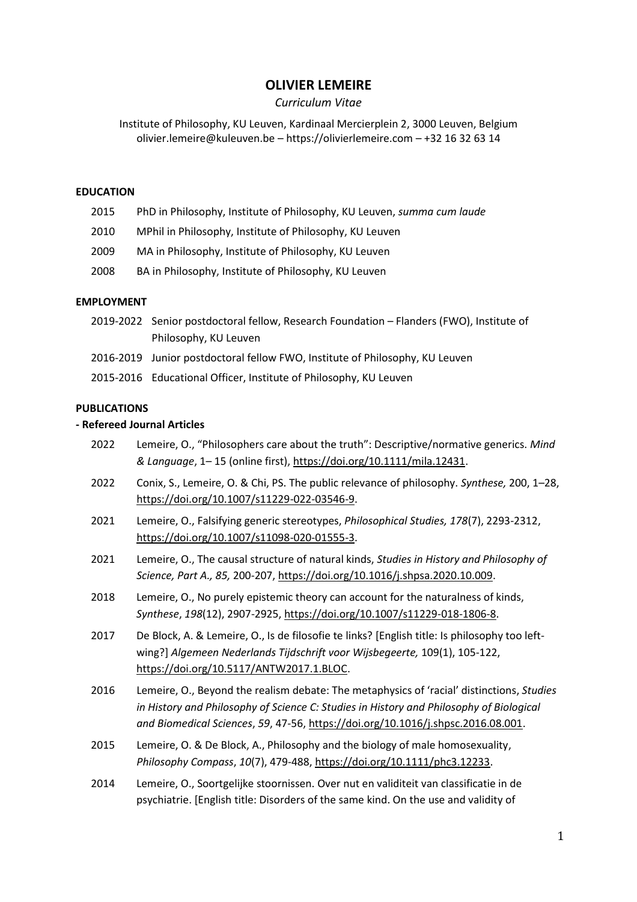# OLIVIER LEMEIRE

*Curriculum Vitae*

Institute of Philosophy, KU Leuven, Kardinaal Mercierplein 2, 3000 Leuven, Belgium
olivier.lemeire@kuleuven.be – https://olivierlemeire.com – +32 16 32 63 14

## EDUCATION

- 2015 PhD in Philosophy, Institute of Philosophy, KU Leuven, *summa cum laude*
- 2010 MPhil in Philosophy, Institute of Philosophy, KU Leuven
- 2009 MA in Philosophy, Institute of Philosophy, KU Leuven
- 2008 BA in Philosophy, Institute of Philosophy, KU Leuven

## EMPLOYMENT

- 2019-2022 Senior postdoctoral fellow, Research Foundation – Flanders (FWO), Institute of Philosophy, KU Leuven
- 2016-2019 Junior postdoctoral fellow FWO, Institute of Philosophy, KU Leuven
- 2015-2016 Educational Officer, Institute of Philosophy, KU Leuven

## PUBLICATIONS

### - Refereed Journal Articles

- 2022 Lemeire, O., "Philosophers care about the truth": Descriptive/normative generics. *Mind & Language*, 1– 15 (online first), https://doi.org/10.1111/mila.12431.
- 2022 Conix, S., Lemeire, O. & Chi, PS. The public relevance of philosophy. *Synthese,* 200, 1–28, https://doi.org/10.1007/s11229-022-03546-9.
- 2021 Lemeire, O., Falsifying generic stereotypes, *Philosophical Studies, 178*(7), 2293-2312, https://doi.org/10.1007/s11098-020-01555-3.
- 2021 Lemeire, O., The causal structure of natural kinds, *Studies in History and Philosophy of Science, Part A., 85,* 200-207, https://doi.org/10.1016/j.shpsa.2020.10.009.
- 2018 Lemeire, O., No purely epistemic theory can account for the naturalness of kinds, *Synthese*, *198*(12), 2907-2925, https://doi.org/10.1007/s11229-018-1806-8.
- 2017 De Block, A. & Lemeire, O., Is de filosofie te links? [English title: Is philosophy too left-wing?] *Algemeen Nederlands Tijdschrift voor Wijsbegeerte,* 109(1), 105-122, https://doi.org/10.5117/ANTW2017.1.BLOC.
- 2016 Lemeire, O., Beyond the realism debate: The metaphysics of 'racial' distinctions, *Studies in History and Philosophy of Science C: Studies in History and Philosophy of Biological and Biomedical Sciences*, *59*, 47-56, https://doi.org/10.1016/j.shpsc.2016.08.001.
- 2015 Lemeire, O. & De Block, A., Philosophy and the biology of male homosexuality, *Philosophy Compass*, *10*(7), 479-488, https://doi.org/10.1111/phc3.12233.
- 2014 Lemeire, O., Soortgelijke stoornissen. Over nut en validiteit van classificatie in de psychiatrie. [English title: Disorders of the same kind. On the use and validity of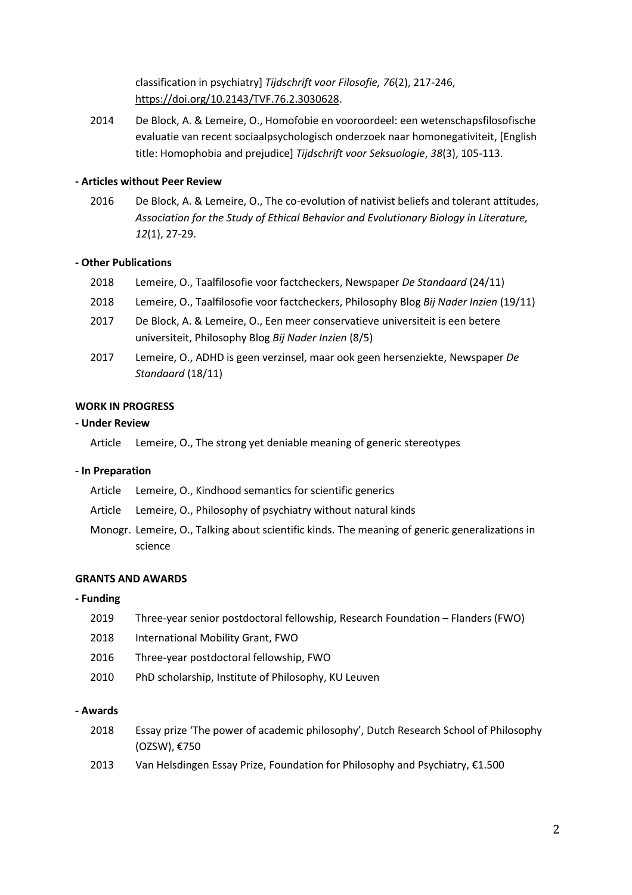classification in psychiatry] *Tijdschrift voor Filosofie, 76*(2), 217-246, https://doi.org/10.2143/TVF.76.2.3030628.

2014 De Block, A. & Lemeire, O., Homofobie en vooroordeel: een wetenschapsfilosofische evaluatie van recent sociaalpsychologisch onderzoek naar homonegativiteit, [English title: Homophobia and prejudice] *Tijdschrift voor Seksuologie*, *38*(3), 105-113.

**- Articles without Peer Review**

2016 De Block, A. & Lemeire, O., The co-evolution of nativist beliefs and tolerant attitudes, *Association for the Study of Ethical Behavior and Evolutionary Biology in Literature, 12*(1), 27-29.

**- Other Publications**

2018 Lemeire, O., Taalfilosofie voor factcheckers, Newspaper *De Standaard* (24/11)

2018 Lemeire, O., Taalfilosofie voor factcheckers, Philosophy Blog *Bij Nader Inzien* (19/11)

2017 De Block, A. & Lemeire, O., Een meer conservatieve universiteit is een betere universiteit, Philosophy Blog *Bij Nader Inzien* (8/5)

2017 Lemeire, O., ADHD is geen verzinsel, maar ook geen hersenziekte, Newspaper *De Standaard* (18/11)

**WORK IN PROGRESS**

**- Under Review**

Article Lemeire, O., The strong yet deniable meaning of generic stereotypes

**- In Preparation**

Article Lemeire, O., Kindhood semantics for scientific generics

Article Lemeire, O., Philosophy of psychiatry without natural kinds

Monogr. Lemeire, O., Talking about scientific kinds. The meaning of generic generalizations in science

**GRANTS AND AWARDS**

**- Funding**

2019 Three-year senior postdoctoral fellowship, Research Foundation – Flanders (FWO)

2018 International Mobility Grant, FWO

2016 Three-year postdoctoral fellowship, FWO

2010 PhD scholarship, Institute of Philosophy, KU Leuven

**- Awards**

2018 Essay prize 'The power of academic philosophy', Dutch Research School of Philosophy (OZSW), €750

2013 Van Helsdingen Essay Prize, Foundation for Philosophy and Psychiatry, €1.500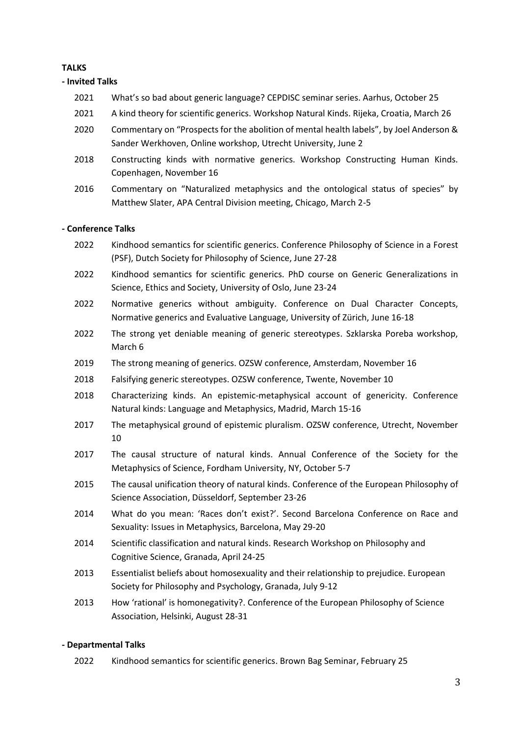**TALKS**

**- Invited Talks**

2021 What's so bad about generic language? CEPDISC seminar series. Aarhus, October 25

2021 A kind theory for scientific generics. Workshop Natural Kinds. Rijeka, Croatia, March 26

2020 Commentary on "Prospects for the abolition of mental health labels", by Joel Anderson & Sander Werkhoven, Online workshop, Utrecht University, June 2

2018 Constructing kinds with normative generics. Workshop Constructing Human Kinds. Copenhagen, November 16

2016 Commentary on "Naturalized metaphysics and the ontological status of species" by Matthew Slater, APA Central Division meeting, Chicago, March 2-5

**- Conference Talks**

2022 Kindhood semantics for scientific generics. Conference Philosophy of Science in a Forest (PSF), Dutch Society for Philosophy of Science, June 27-28

2022 Kindhood semantics for scientific generics. PhD course on Generic Generalizations in Science, Ethics and Society, University of Oslo, June 23-24

2022 Normative generics without ambiguity. Conference on Dual Character Concepts, Normative generics and Evaluative Language, University of Zürich, June 16-18

2022 The strong yet deniable meaning of generic stereotypes. Szklarska Poreba workshop, March 6

2019 The strong meaning of generics. OZSW conference, Amsterdam, November 16

2018 Falsifying generic stereotypes. OZSW conference, Twente, November 10

2018 Characterizing kinds. An epistemic-metaphysical account of genericity. Conference Natural kinds: Language and Metaphysics, Madrid, March 15-16

2017 The metaphysical ground of epistemic pluralism. OZSW conference, Utrecht, November 10

2017 The causal structure of natural kinds. Annual Conference of the Society for the Metaphysics of Science, Fordham University, NY, October 5-7

2015 The causal unification theory of natural kinds. Conference of the European Philosophy of Science Association, Düsseldorf, September 23-26

2014 What do you mean: 'Races don't exist?'. Second Barcelona Conference on Race and Sexuality: Issues in Metaphysics, Barcelona, May 29-20

2014 Scientific classification and natural kinds. Research Workshop on Philosophy and Cognitive Science, Granada, April 24-25

2013 Essentialist beliefs about homosexuality and their relationship to prejudice. European Society for Philosophy and Psychology, Granada, July 9-12

2013 How 'rational' is homonegativity?. Conference of the European Philosophy of Science Association, Helsinki, August 28-31

**- Departmental Talks**

2022 Kindhood semantics for scientific generics. Brown Bag Seminar, February 25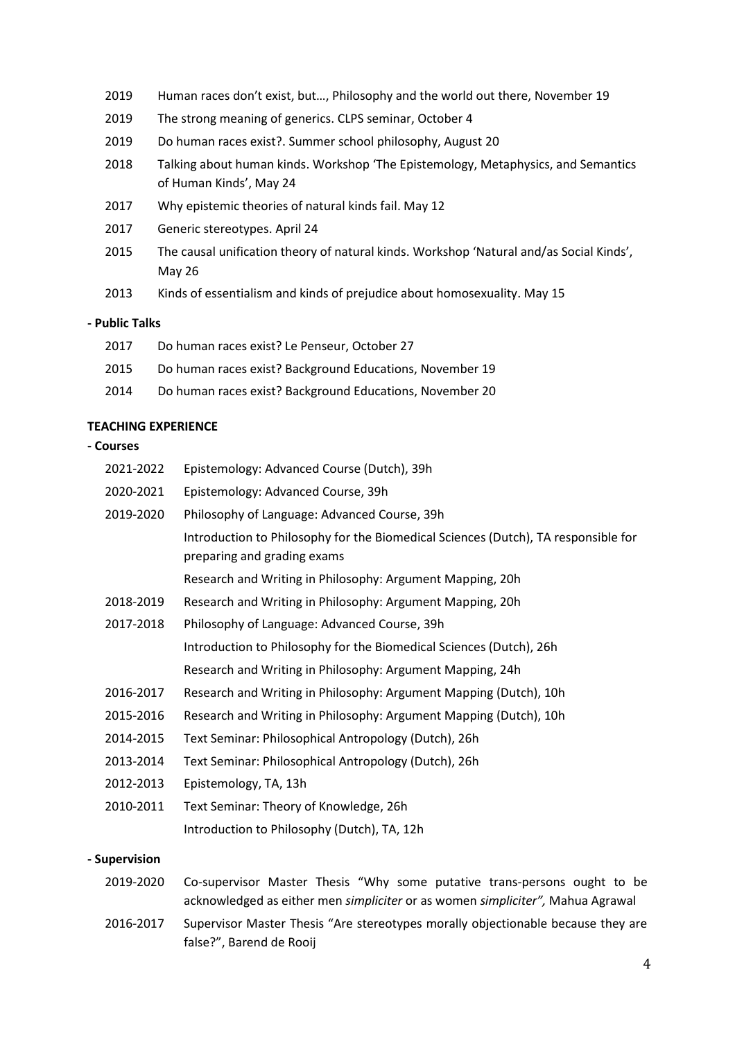2019 Human races don't exist, but…, Philosophy and the world out there, November 19

2019 The strong meaning of generics. CLPS seminar, October 4

2019 Do human races exist?. Summer school philosophy, August 20

2018 Talking about human kinds. Workshop 'The Epistemology, Metaphysics, and Semantics of Human Kinds', May 24

2017 Why epistemic theories of natural kinds fail. May 12

2017 Generic stereotypes. April 24

2015 The causal unification theory of natural kinds. Workshop 'Natural and/as Social Kinds', May 26

2013 Kinds of essentialism and kinds of prejudice about homosexuality. May 15

**- Public Talks**

2017 Do human races exist? Le Penseur, October 27

2015 Do human races exist? Background Educations, November 19

2014 Do human races exist? Background Educations, November 20

**TEACHING EXPERIENCE**

**- Courses**

2021-2022 Epistemology: Advanced Course (Dutch), 39h

2020-2021 Epistemology: Advanced Course, 39h

2019-2020 Philosophy of Language: Advanced Course, 39h

Introduction to Philosophy for the Biomedical Sciences (Dutch), TA responsible for preparing and grading exams

Research and Writing in Philosophy: Argument Mapping, 20h

2018-2019 Research and Writing in Philosophy: Argument Mapping, 20h

2017-2018 Philosophy of Language: Advanced Course, 39h

Introduction to Philosophy for the Biomedical Sciences (Dutch), 26h

Research and Writing in Philosophy: Argument Mapping, 24h

2016-2017 Research and Writing in Philosophy: Argument Mapping (Dutch), 10h

2015-2016 Research and Writing in Philosophy: Argument Mapping (Dutch), 10h

2014-2015 Text Seminar: Philosophical Antropology (Dutch), 26h

2013-2014 Text Seminar: Philosophical Antropology (Dutch), 26h

2012-2013 Epistemology, TA, 13h

2010-2011 Text Seminar: Theory of Knowledge, 26h

Introduction to Philosophy (Dutch), TA, 12h

**- Supervision**

2019-2020 Co-supervisor Master Thesis "Why some putative trans-persons ought to be acknowledged as either men *simpliciter* or as women *simpliciter",* Mahua Agrawal

2016-2017 Supervisor Master Thesis "Are stereotypes morally objectionable because they are false?", Barend de Rooij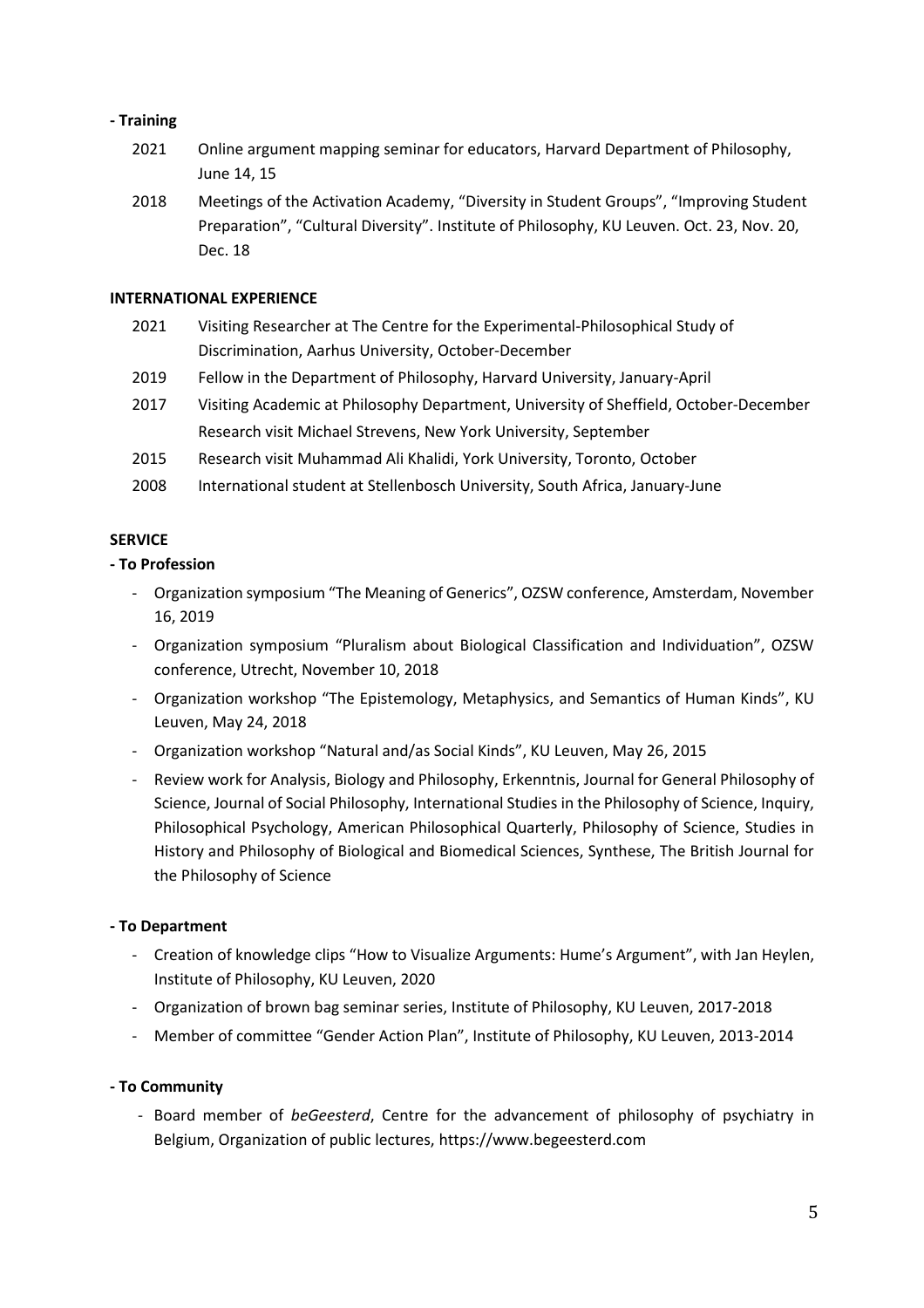**- Training**

2021 Online argument mapping seminar for educators, Harvard Department of Philosophy, June 14, 15

2018 Meetings of the Activation Academy, "Diversity in Student Groups", "Improving Student Preparation", "Cultural Diversity". Institute of Philosophy, KU Leuven. Oct. 23, Nov. 20, Dec. 18

**INTERNATIONAL EXPERIENCE**

2021 Visiting Researcher at The Centre for the Experimental-Philosophical Study of Discrimination, Aarhus University, October-December

2019 Fellow in the Department of Philosophy, Harvard University, January-April

2017 Visiting Academic at Philosophy Department, University of Sheffield, October-December
Research visit Michael Strevens, New York University, September

2015 Research visit Muhammad Ali Khalidi, York University, Toronto, October

2008 International student at Stellenbosch University, South Africa, January-June

**SERVICE**

**- To Profession**

- Organization symposium "The Meaning of Generics", OZSW conference, Amsterdam, November 16, 2019
- Organization symposium "Pluralism about Biological Classification and Individuation", OZSW conference, Utrecht, November 10, 2018
- Organization workshop "The Epistemology, Metaphysics, and Semantics of Human Kinds", KU Leuven, May 24, 2018
- Organization workshop "Natural and/as Social Kinds", KU Leuven, May 26, 2015
- Review work for Analysis, Biology and Philosophy, Erkenntnis, Journal for General Philosophy of Science, Journal of Social Philosophy, International Studies in the Philosophy of Science, Inquiry, Philosophical Psychology, American Philosophical Quarterly, Philosophy of Science, Studies in History and Philosophy of Biological and Biomedical Sciences, Synthese, The British Journal for the Philosophy of Science

**- To Department**

- Creation of knowledge clips "How to Visualize Arguments: Hume's Argument", with Jan Heylen, Institute of Philosophy, KU Leuven, 2020
- Organization of brown bag seminar series, Institute of Philosophy, KU Leuven, 2017-2018
- Member of committee "Gender Action Plan", Institute of Philosophy, KU Leuven, 2013-2014

**- To Community**

- Board member of *beGeesterd*, Centre for the advancement of philosophy of psychiatry in Belgium, Organization of public lectures, https://www.begeesterd.com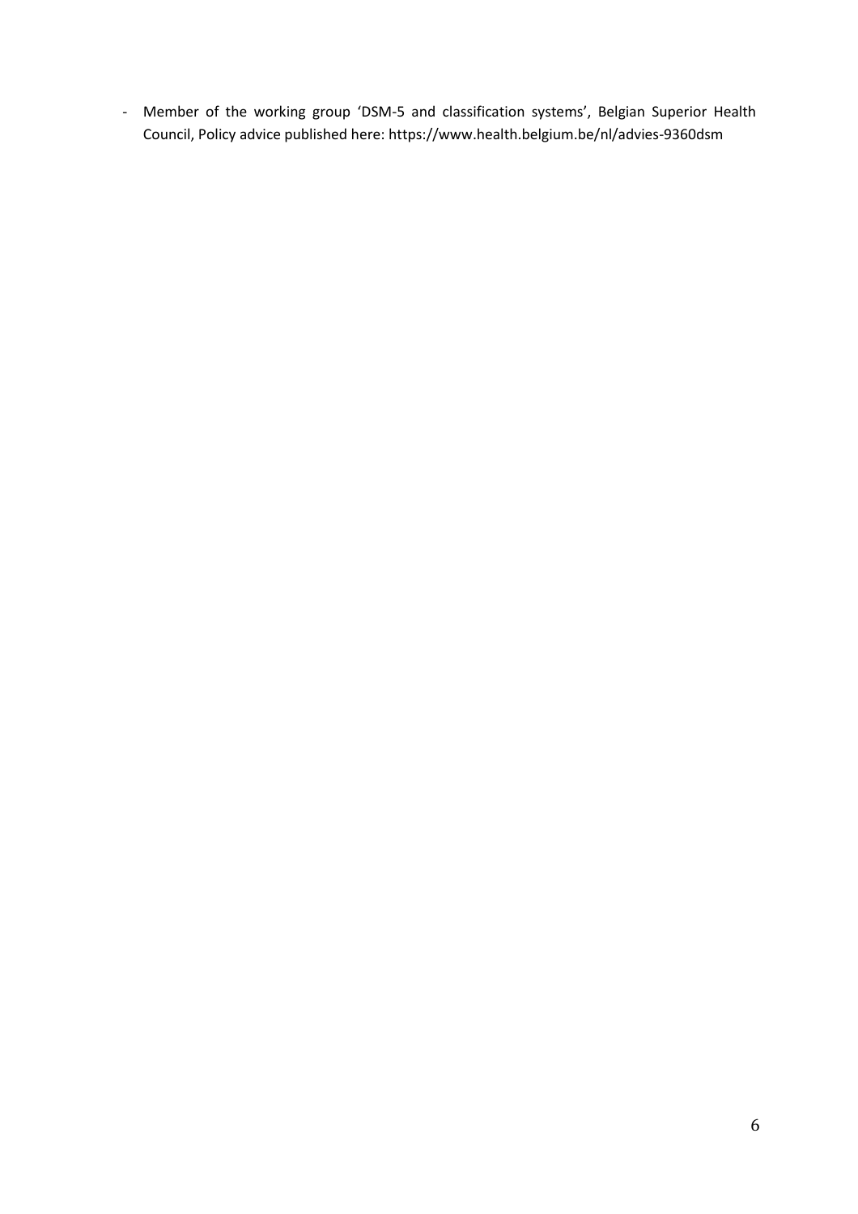- Member of the working group 'DSM-5 and classification systems', Belgian Superior Health Council, Policy advice published here: https://www.health.belgium.be/nl/advies-9360dsm